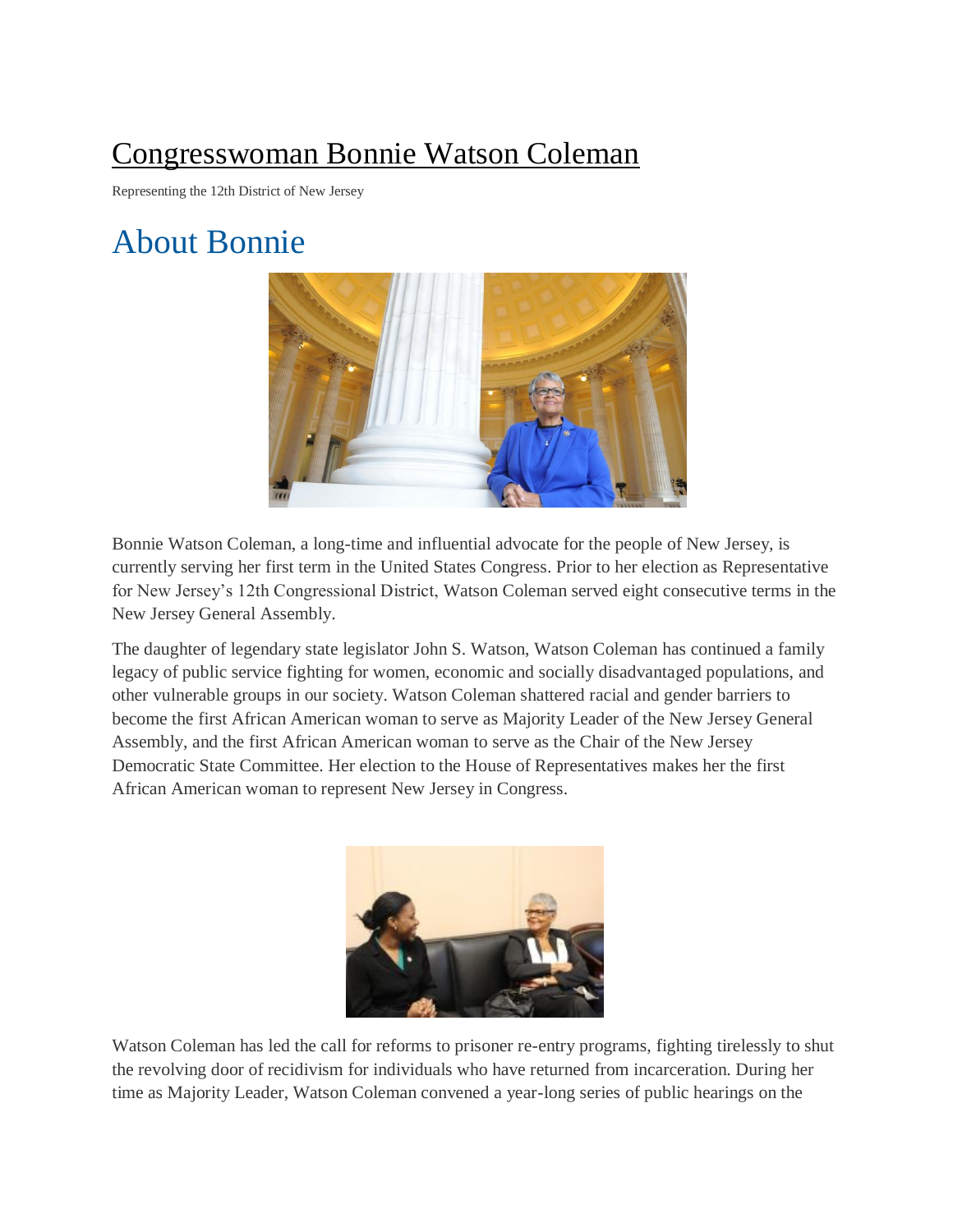# Congresswoman Bonnie Watson Coleman

Representing the 12th District of New Jersey

## About Bonnie

Bonnie Watson Coleman, a long-time and influential advocate for the people of New Jersey, is currently serving her first term in the United States Congress. Prior to her election as Representative for New Jersey's 12th Congressional District, Watson Coleman served eight consecutive terms in the New Jersey General Assembly.

The daughter of legendary state legislator John S. Watson, Watson Coleman has continued a family legacy of public service fighting for women, economic and socially disadvantaged populations, and other vulnerable groups in our society. Watson Coleman shattered racial and gender barriers to become the first African American woman to serve as Majority Leader of the New Jersey General Assembly, and the first African American woman to serve as the Chair of the New Jersey Democratic State Committee. Her election to the House of Representatives makes her the first African American woman to represent New Jersey in Congress.

Watson Coleman has led the call for reforms to prisoner re-entry programs, fighting tirelessly to shut the revolving door of recidivism for individuals who have returned from incarceration. During her time as Majority Leader, Watson Coleman convened a year-long series of public hearings on the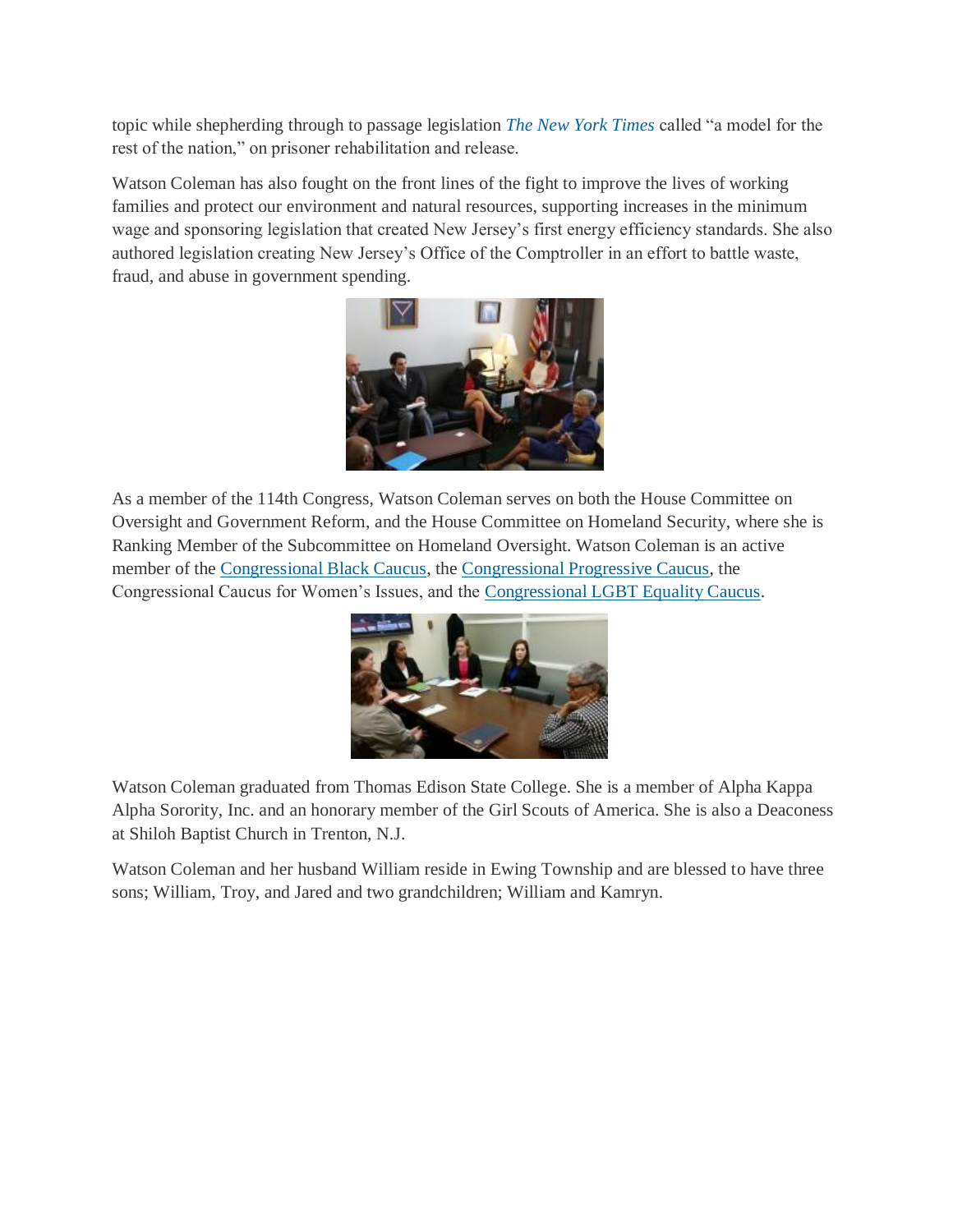topic while shepherding through to passage legislation *The New York Times* called “a model for the rest of the nation,” on prisoner rehabilitation and release.

Watson Coleman has also fought on the front lines of the fight to improve the lives of working families and protect our environment and natural resources, supporting increases in the minimum wage and sponsoring legislation that created New Jersey’s first energy efficiency standards. She also authored legislation creating New Jersey’s Office of the Comptroller in an effort to battle waste, fraud, and abuse in government spending.

As a member of the 114th Congress, Watson Coleman serves on both the House Committee on Oversight and Government Reform, and the House Committee on Homeland Security, where she is Ranking Member of the Subcommittee on Homeland Oversight. Watson Coleman is an active member of the Congressional Black Caucus, the Congressional Progressive Caucus, the Congressional Caucus for Women’s Issues, and the Congressional LGBT Equality Caucus.

Watson Coleman graduated from Thomas Edison State College. She is a member of Alpha Kappa Alpha Sorority, Inc. and an honorary member of the Girl Scouts of America. She is also a Deaconess at Shiloh Baptist Church in Trenton, N.J.

Watson Coleman and her husband William reside in Ewing Township and are blessed to have three sons; William, Troy, and Jared and two grandchildren; William and Kamryn.